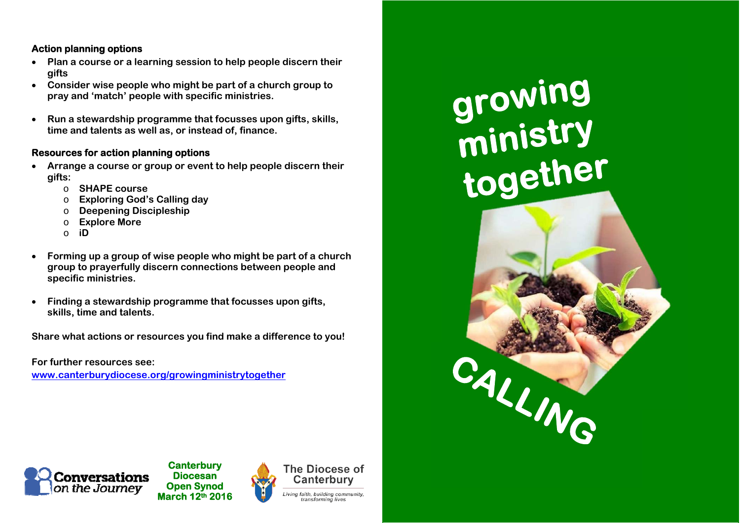**Action planning options**

- Plan a course or a learning session to help people discern their gifts
- Consider wise people who might be part of a church group to pray and 'match' people with specific ministries.
- Run a stewardship programme that focusses upon gifts, skills, time and talents as well as, or instead of, finance.

**Resources for action planning options**

- Arrange a course or group or event to help people discern their gifts:
  - SHAPE course
  - Exploring God's Calling day
  - Deepening Discipleship
  - Explore More
  - iD
- Forming up a group of wise people who might be part of a church group to prayerfully discern connections between people and specific ministries.
- Finding a stewardship programme that focusses upon gifts, skills, time and talents.

**Share what actions or resources you find make a difference to you!**

**For further resources see:**
[www.canterburydiocese.org/growingministrytogether](http://www.canterburydiocese.org/growingministrytogether)

Conversations on the Journey

**Canterbury Diocesan Open Synod March 12th 2016**

The Diocese of Canterbury
*Living faith, building community, transforming lives*

# growing ministry together

# CALLING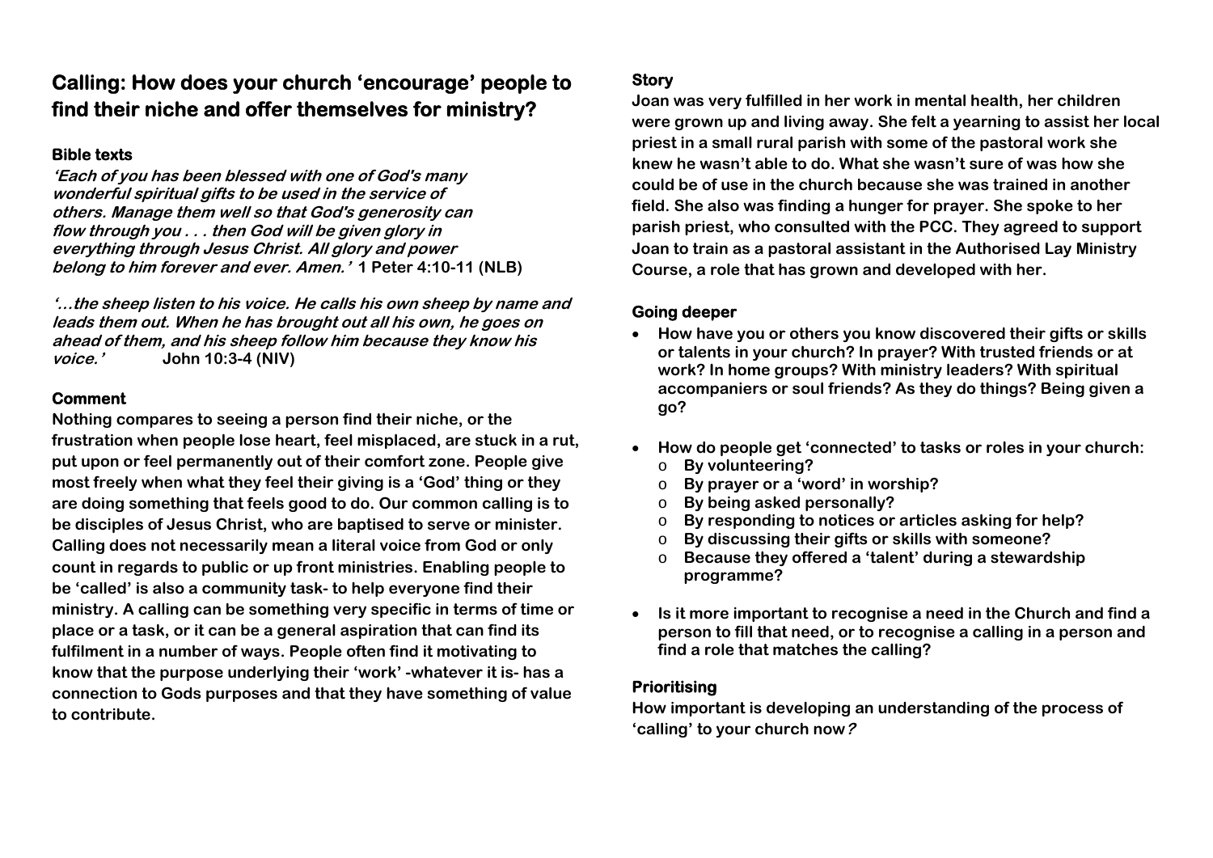# Calling: How does your church 'encourage' people to find their niche and offer themselves for ministry?

## Bible texts

***'Each of you has been blessed with one of God's many wonderful spiritual gifts to be used in the service of others. Manage them well so that God's generosity can flow through you . . . then God will be given glory in everything through Jesus Christ. All glory and power belong to him forever and ever. Amen.'*** **1 Peter 4:10-11 (NLB)**

***'…the sheep listen to his voice. He calls his own sheep by name and leads them out. When he has brought out all his own, he goes on ahead of them, and his sheep follow him because they know his voice.'*** **John 10:3-4 (NIV)**

## Comment

**Nothing compares to seeing a person find their niche, or the frustration when people lose heart, feel misplaced, are stuck in a rut, put upon or feel permanently out of their comfort zone. People give most freely when what they feel their giving is a 'God' thing or they are doing something that feels good to do. Our common calling is to be disciples of Jesus Christ, who are baptised to serve or minister. Calling does not necessarily mean a literal voice from God or only count in regards to public or up front ministries. Enabling people to be 'called' is also a community task- to help everyone find their ministry. A calling can be something very specific in terms of time or place or a task, or it can be a general aspiration that can find its fulfilment in a number of ways. People often find it motivating to know that the purpose underlying their 'work' -whatever it is- has a connection to Gods purposes and that they have something of value to contribute.**

## Story

**Joan was very fulfilled in her work in mental health, her children were grown up and living away. She felt a yearning to assist her local priest in a small rural parish with some of the pastoral work she knew he wasn't able to do. What she wasn't sure of was how she could be of use in the church because she was trained in another field. She also was finding a hunger for prayer. She spoke to her parish priest, who consulted with the PCC. They agreed to support Joan to train as a pastoral assistant in the Authorised Lay Ministry Course, a role that has grown and developed with her.**

## Going deeper

- **How have you or others you know discovered their gifts or skills or talents in your church? In prayer? With trusted friends or at work? In home groups? With ministry leaders? With spiritual accompaniers or soul friends? As they do things? Being given a go?**

- **How do people get 'connected' to tasks or roles in your church:**
  - **By volunteering?**
  - **By prayer or a 'word' in worship?**
  - **By being asked personally?**
  - **By responding to notices or articles asking for help?**
  - **By discussing their gifts or skills with someone?**
  - **Because they offered a 'talent' during a stewardship programme?**

- **Is it more important to recognise a need in the Church and find a person to fill that need, or to recognise a calling in a person and find a role that matches the calling?**

## Prioritising

**How important is developing an understanding of the process of 'calling' to your church now*?***